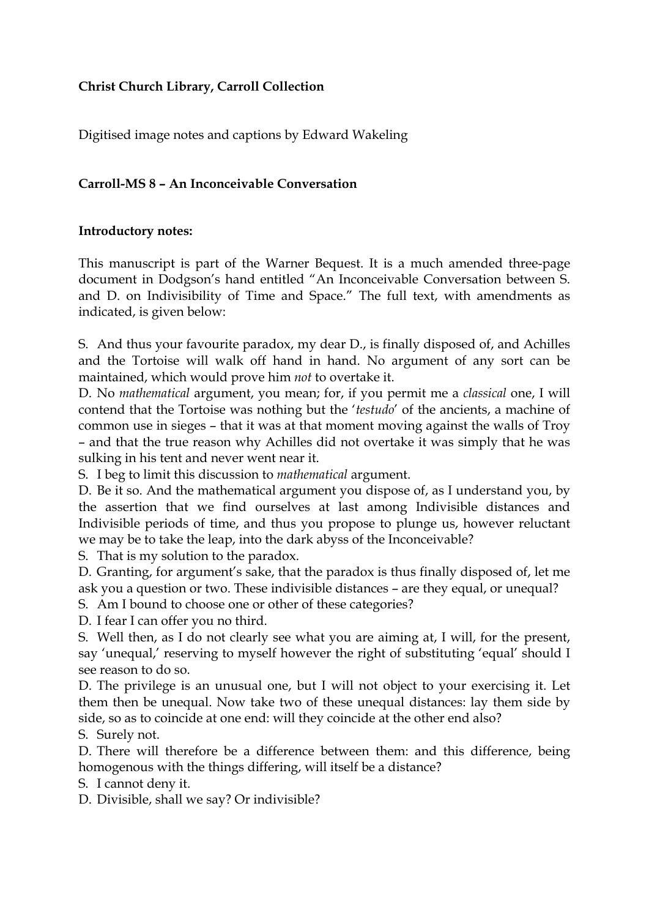**Christ Church Library, Carroll Collection**

Digitised image notes and captions by Edward Wakeling

**Carroll-MS 8 – An Inconceivable Conversation**

**Introductory notes:**

This manuscript is part of the Warner Bequest. It is a much amended three-page document in Dodgson's hand entitled "An Inconceivable Conversation between S. and D. on Indivisibility of Time and Space." The full text, with amendments as indicated, is given below:

S. And thus your favourite paradox, my dear D., is finally disposed of, and Achilles and the Tortoise will walk off hand in hand. No argument of any sort can be maintained, which would prove him *not* to overtake it.

D. No *mathematical* argument, you mean; for, if you permit me a *classical* one, I will contend that the Tortoise was nothing but the '*testudo*' of the ancients, a machine of common use in sieges – that it was at that moment moving against the walls of Troy – and that the true reason why Achilles did not overtake it was simply that he was sulking in his tent and never went near it.

S. I beg to limit this discussion to *mathematical* argument.

D. Be it so. And the mathematical argument you dispose of, as I understand you, by the assertion that we find ourselves at last among Indivisible distances and Indivisible periods of time, and thus you propose to plunge us, however reluctant we may be to take the leap, into the dark abyss of the Inconceivable?

S. That is my solution to the paradox.

D. Granting, for argument's sake, that the paradox is thus finally disposed of, let me ask you a question or two. These indivisible distances – are they equal, or unequal?

S. Am I bound to choose one or other of these categories?

D. I fear I can offer you no third.

S. Well then, as I do not clearly see what you are aiming at, I will, for the present, say 'unequal,' reserving to myself however the right of substituting 'equal' should I see reason to do so.

D. The privilege is an unusual one, but I will not object to your exercising it. Let them then be unequal. Now take two of these unequal distances: lay them side by side, so as to coincide at one end: will they coincide at the other end also?

S. Surely not.

D. There will therefore be a difference between them: and this difference, being homogenous with the things differing, will itself be a distance?

S. I cannot deny it.

D. Divisible, shall we say? Or indivisible?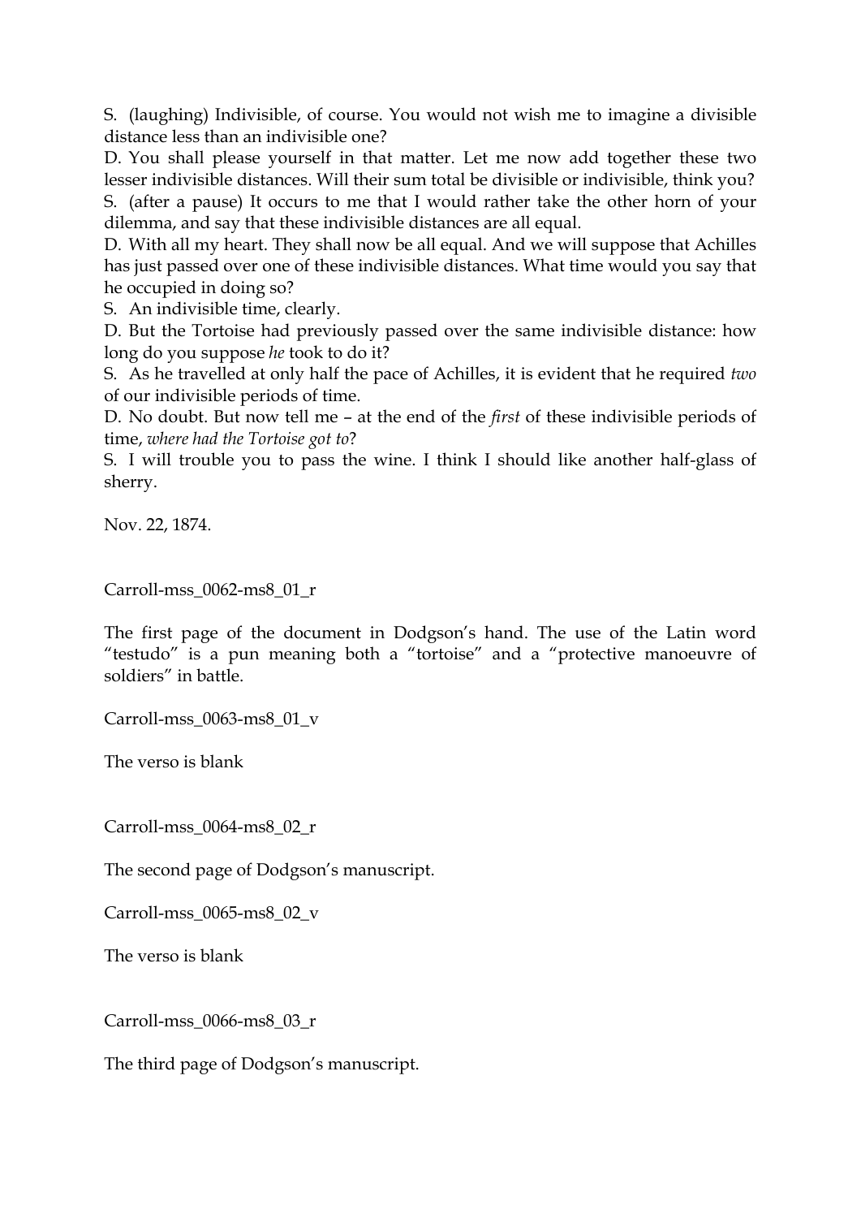S. (laughing) Indivisible, of course. You would not wish me to imagine a divisible distance less than an indivisible one?

D. You shall please yourself in that matter. Let me now add together these two lesser indivisible distances. Will their sum total be divisible or indivisible, think you?

S. (after a pause) It occurs to me that I would rather take the other horn of your dilemma, and say that these indivisible distances are all equal.

D. With all my heart. They shall now be all equal. And we will suppose that Achilles has just passed over one of these indivisible distances. What time would you say that he occupied in doing so?

S. An indivisible time, clearly.

D. But the Tortoise had previously passed over the same indivisible distance: how long do you suppose *he* took to do it?

S. As he travelled at only half the pace of Achilles, it is evident that he required *two* of our indivisible periods of time.

D. No doubt. But now tell me – at the end of the *first* of these indivisible periods of time, *where had the Tortoise got to*?

S. I will trouble you to pass the wine. I think I should like another half-glass of sherry.

Nov. 22, 1874.

Carroll-mss_0062-ms8_01_r

The first page of the document in Dodgson's hand. The use of the Latin word "testudo" is a pun meaning both a "tortoise" and a "protective manoeuvre of soldiers" in battle.

Carroll-mss_0063-ms8_01_v

The verso is blank

Carroll-mss_0064-ms8_02_r

The second page of Dodgson's manuscript.

Carroll-mss_0065-ms8_02_v

The verso is blank

Carroll-mss_0066-ms8_03_r

The third page of Dodgson's manuscript.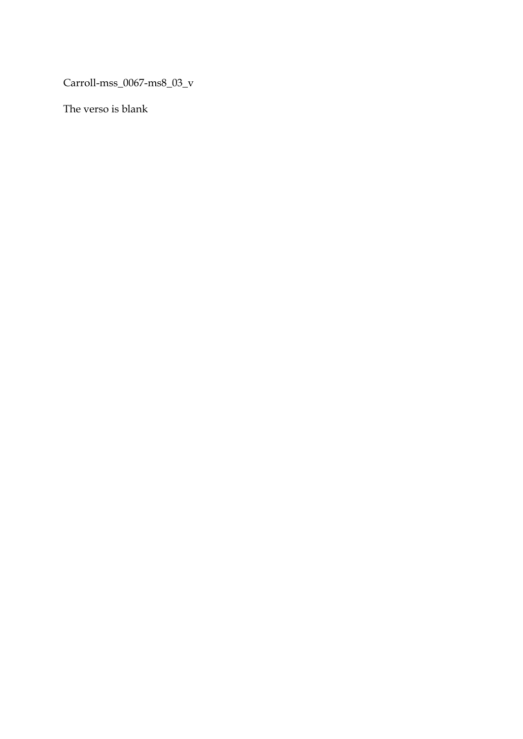Carroll-mss_0067-ms8_03_v

The verso is blank